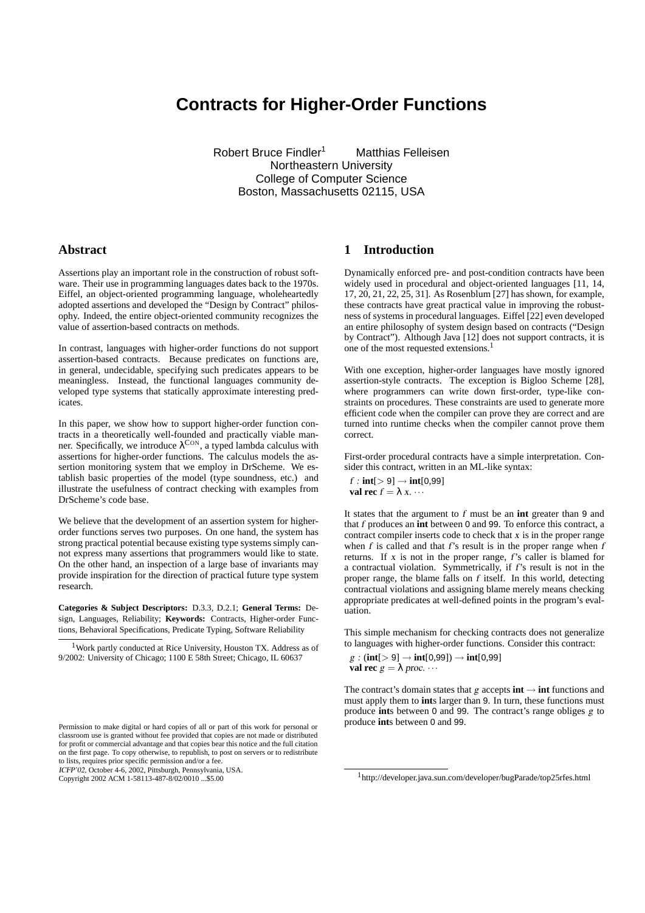# Contracts for Higher-Order Functions

Robert Bruce Findler[1] Matthias Felleisen
Northeastern University
College of Computer Science
Boston, Massachusetts 02115, USA

## Abstract

Assertions play an important role in the construction of robust software. Their use in programming languages dates back to the 1970s. Eiffel, an object-oriented programming language, wholeheartedly adopted assertions and developed the "Design by Contract" philosophy. Indeed, the entire object-oriented community recognizes the value of assertion-based contracts on methods.

In contrast, languages with higher-order functions do not support assertion-based contracts. Because predicates on functions are, in general, undecidable, specifying such predicates appears to be meaningless. Instead, the functional languages community developed type systems that statically approximate interesting predicates.

In this paper, we show how to support higher-order function contracts in a theoretically well-founded and practically viable manner. Specifically, we introduce $\lambda^{\text{CON}}$, a typed lambda calculus with assertions for higher-order functions. The calculus models the assertion monitoring system that we employ in DrScheme. We establish basic properties of the model (type soundness, etc.) and illustrate the usefulness of contract checking with examples from DrScheme's code base.

We believe that the development of an assertion system for higher-order functions serves two purposes. On one hand, the system has strong practical potential because existing type systems simply cannot express many assertions that programmers would like to state. On the other hand, an inspection of a large base of invariants may provide inspiration for the direction of practical future type system research.

**Categories & Subject Descriptors:** D.3.3, D.2.1; **General Terms:** Design, Languages, Reliability; **Keywords:** Contracts, Higher-order Functions, Behavioral Specifications, Predicate Typing, Software Reliability

[1] Work partly conducted at Rice University, Houston TX. Address as of 9/2002: University of Chicago; 1100 E 58th Street; Chicago, IL 60637

Permission to make digital or hard copies of all or part of this work for personal or classroom use is granted without fee provided that copies are not made or distributed for profit or commercial advantage and that copies bear this notice and the full citation on the first page. To copy otherwise, to republish, to post on servers or to redistribute to lists, requires prior specific permission and/or a fee.
*ICFP'02*, October 4-6, 2002, Pittsburgh, Pennsylvania, USA.
Copyright 2002 ACM 1-58113-487-8/02/0010 ...$5.00

## 1 Introduction

Dynamically enforced pre- and post-condition contracts have been widely used in procedural and object-oriented languages [11, 14, 17, 20, 21, 22, 25, 31]. As Rosenblum [27] has shown, for example, these contracts have great practical value in improving the robustness of systems in procedural languages. Eiffel [22] even developed an entire philosophy of system design based on contracts ("Design by Contract"). Although Java [12] does not support contracts, it is one of the most requested extensions.[1]

With one exception, higher-order languages have mostly ignored assertion-style contracts. The exception is Bigloo Scheme [28], where programmers can write down first-order, type-like constraints on procedures. These constraints are used to generate more efficient code when the compiler can prove they are correct and are turned into runtime checks when the compiler cannot prove them correct.

First-order procedural contracts have a simple interpretation. Consider this contract, written in an ML-like syntax:

$f$ : **int**[$>$ 9] $\rightarrow$ **int**[0,99]
**val rec** $f = \lambda\, x. \cdots$

It states that the argument to $f$ must be an **int** greater than 9 and that $f$ produces an **int** between 0 and 99. To enforce this contract, a contract compiler inserts code to check that $x$ is in the proper range when $f$ is called and that $f$'s result is in the proper range when $f$ returns. If $x$ is not in the proper range, $f$'s caller is blamed for a contractual violation. Symmetrically, if $f$'s result is not in the proper range, the blame falls on $f$ itself. In this world, detecting contractual violations and assigning blame merely means checking appropriate predicates at well-defined points in the program's evaluation.

This simple mechanism for checking contracts does not generalize to languages with higher-order functions. Consider this contract:

$g$ : (**int**[$>$ 9] $\rightarrow$ **int**[0,99]) $\rightarrow$ **int**[0,99]
**val rec** $g = \lambda\, proc. \cdots$

The contract's domain states that $g$ accepts **int** $\rightarrow$ **int** functions and must apply them to **int**s larger than 9. In turn, these functions must produce **int**s between 0 and 99. The contract's range obliges $g$ to produce **int**s between 0 and 99.

[1] http://developer.java.sun.com/developer/bugParade/top25rfes.html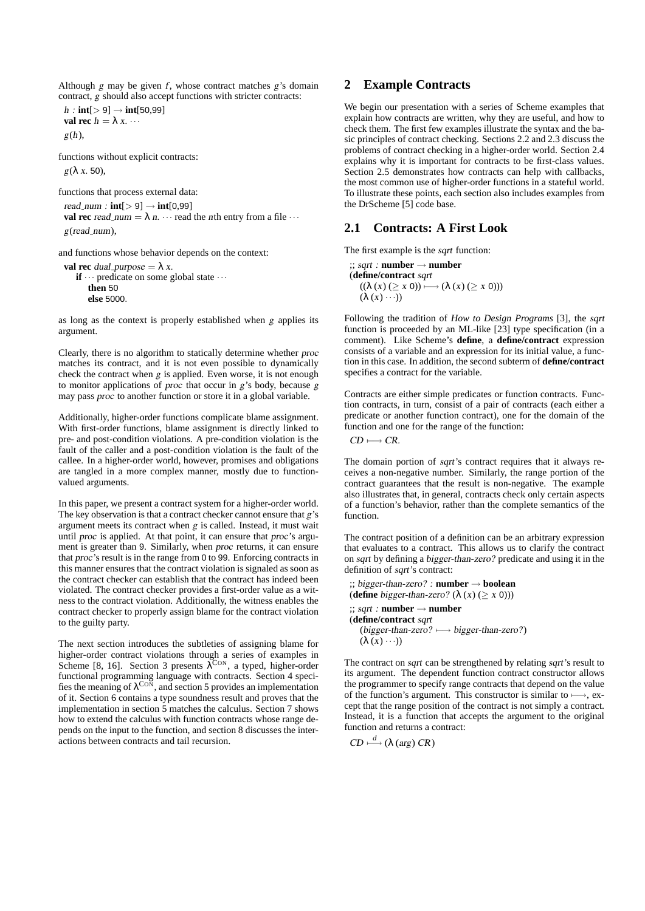Although $g$ may be given $f$, whose contract matches $g$'s domain contract, $g$ should also accept functions with stricter contracts:

$h$ : **int**[$> 9$] $\rightarrow$ **int**[50,99]
**val rec** $h = \lambda\ x. \cdots$
$g(h)$,

functions without explicit contracts:

$g(\lambda\ x.\ 50)$,

functions that process external data:

*read_num* : **int**[$> 9$] $\rightarrow$ **int**[0,99]
**val rec** *read_num* = $\lambda\ n. \cdots$ read the $n$th entry from a file $\cdots$
$g$(*read_num*),

and functions whose behavior depends on the context:

**val rec** *dual_purpose* = $\lambda\ x.$
  **if** $\cdots$ predicate on some global state $\cdots$
    **then** 50
    **else** 5000.

as long as the context is properly established when $g$ applies its argument.

Clearly, there is no algorithm to statically determine whether *proc* matches its contract, and it is not even possible to dynamically check the contract when $g$ is applied. Even worse, it is not enough to monitor applications of *proc* that occur in $g$'s body, because $g$ may pass *proc* to another function or store it in a global variable.

Additionally, higher-order functions complicate blame assignment. With first-order functions, blame assignment is directly linked to pre- and post-condition violations. A pre-condition violation is the fault of the caller and a post-condition violation is the fault of the callee. In a higher-order world, however, promises and obligations are tangled in a more complex manner, mostly due to function-valued arguments.

In this paper, we present a contract system for a higher-order world. The key observation is that a contract checker cannot ensure that $g$'s argument meets its contract when $g$ is called. Instead, it must wait until *proc* is applied. At that point, it can ensure that *proc*'s argument is greater than 9. Similarly, when *proc* returns, it can ensure that *proc*'s result is in the range from 0 to 99. Enforcing contracts in this manner ensures that the contract violation is signaled as soon as the contract checker can establish that the contract has indeed been violated. The contract checker provides a first-order value as a witness to the contract violation. Additionally, the witness enables the contract checker to properly assign blame for the contract violation to the guilty party.

The next section introduces the subtleties of assigning blame for higher-order contract violations through a series of examples in Scheme [8, 16]. Section 3 presents $\lambda^{\text{CON}}$, a typed, higher-order functional programming language with contracts. Section 4 specifies the meaning of $\lambda^{\text{CON}}$, and section 5 provides an implementation of it. Section 6 contains a type soundness result and proves that the implementation in section 5 matches the calculus. Section 7 shows how to extend the calculus with function contracts whose range depends on the input to the function, and section 8 discusses the interactions between contracts and tail recursion.

## 2 Example Contracts

We begin our presentation with a series of Scheme examples that explain how contracts are written, why they are useful, and how to check them. The first few examples illustrate the syntax and the basic principles of contract checking. Sections 2.2 and 2.3 discuss the problems of contract checking in a higher-order world. Section 2.4 explains why it is important for contracts to be first-class values. Section 2.5 demonstrates how contracts can help with callbacks, the most common use of higher-order functions in a stateful world. To illustrate these points, each section also includes examples from the DrScheme [5] code base.

### 2.1 Contracts: A First Look

The first example is the *sqrt* function:

;; *sqrt* : **number** $\rightarrow$ **number**
(**define/contract** *sqrt*
  $((\lambda\ (x)\ (\geq x\ 0)) \longmapsto (\lambda\ (x)\ (\geq x\ 0)))$
  $(\lambda\ (x) \cdots))$

Following the tradition of *How to Design Programs* [3], the *sqrt* function is proceeded by an ML-like [23] type specification (in a comment). Like Scheme's **define**, a **define/contract** expression consists of a variable and an expression for its initial value, a function in this case. In addition, the second subterm of **define/contract** specifies a contract for the variable.

Contracts are either simple predicates or function contracts. Function contracts, in turn, consist of a pair of contracts (each either a predicate or another function contract), one for the domain of the function and one for the range of the function:

$CD \longmapsto CR$.

The domain portion of *sqrt*'s contract requires that it always receives a non-negative number. Similarly, the range portion of the contract guarantees that the result is non-negative. The example also illustrates that, in general, contracts check only certain aspects of a function's behavior, rather than the complete semantics of the function.

The contract position of a definition can be an arbitrary expression that evaluates to a contract. This allows us to clarify the contract on *sqrt* by defining a *bigger-than-zero?* predicate and using it in the definition of *sqrt*'s contract:

;; *bigger-than-zero?* : **number** $\rightarrow$ **boolean**
(**define** *bigger-than-zero?* $(\lambda\ (x)\ (\geq x\ 0)))$

;; *sqrt* : **number** $\rightarrow$ **number**
(**define/contract** *sqrt*
  (*bigger-than-zero?* $\longmapsto$ *bigger-than-zero?*)
  $(\lambda\ (x) \cdots))$

The contract on *sqrt* can be strengthened by relating *sqrt*'s result to its argument. The dependent function contract constructor allows the programmer to specify range contracts that depend on the value of the function's argument. This constructor is similar to $\longmapsto$, except that the range position of the contract is not simply a contract. Instead, it is a function that accepts the argument to the original function and returns a contract:

$CD \overset{d}{\longmapsto} (\lambda\ (arg)\ CR)$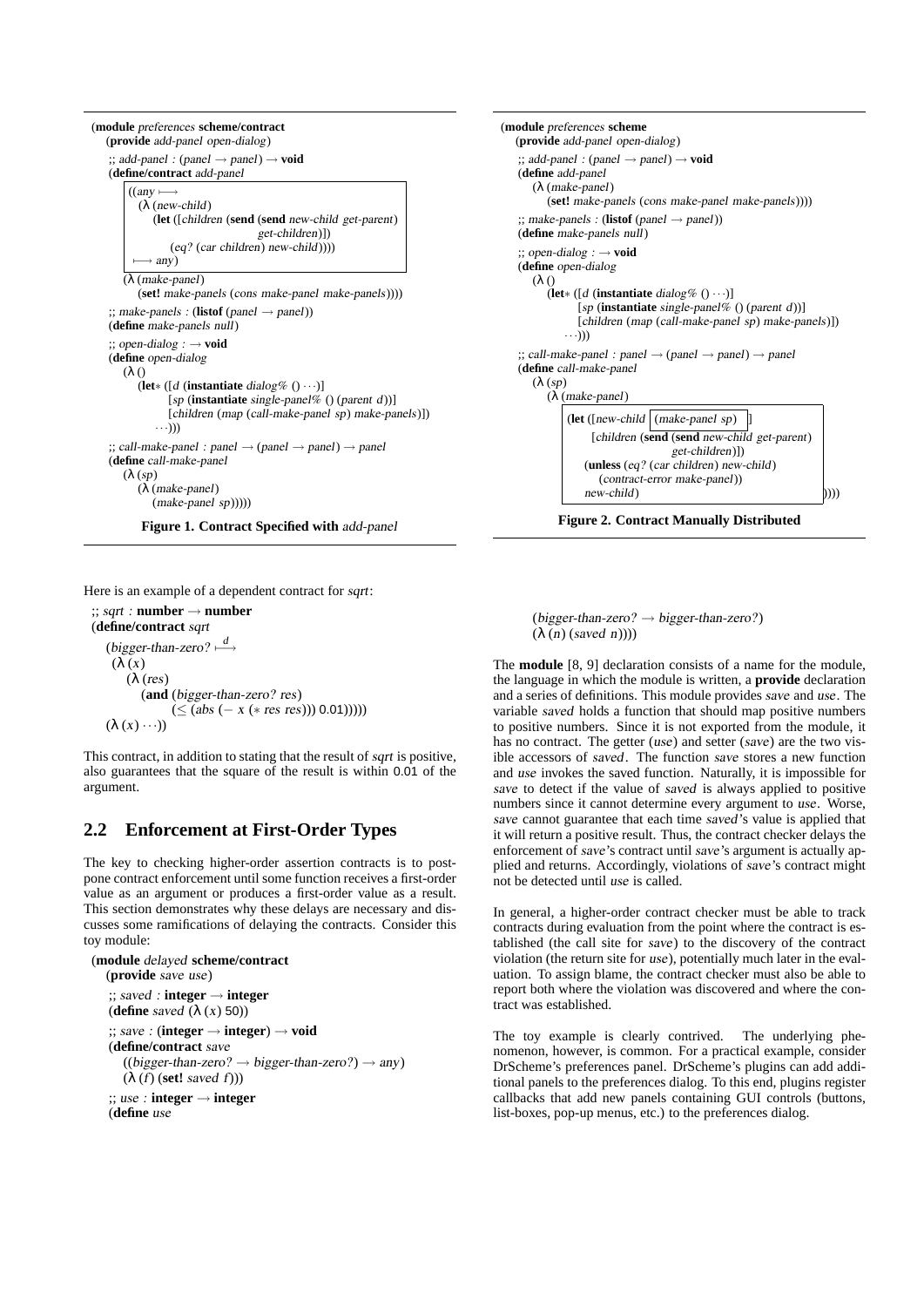```
(module preferences scheme/contract
  (provide add-panel open-dialog)
  ;; add-panel : (panel → panel) → void
  (define/contract add-panel
    ((any ⟼
      (λ (new-child)
        (let ([children (send (send new-child get-parent)
                              get-children)])
          (eq? (car children) new-child))))
     ⟼ any)
    (λ (make-panel)
      (set! make-panels (cons make-panel make-panels))))
  ;; make-panels : (listof (panel → panel))
  (define make-panels null)
  ;; open-dialog : → void
  (define open-dialog
    (λ ()
      (let* ([d (instantiate dialog% () ···)]
             [sp (instantiate single-panel% () (parent d))]
             [children (map (call-make-panel sp) make-panels)])
        ···)))
  ;; call-make-panel : panel → (panel → panel) → panel
  (define call-make-panel
    (λ (sp)
      (λ (make-panel)
        (make-panel sp)))))
```

**Figure 1. Contract Specified with** *add-panel*

```
(module preferences scheme
  (provide add-panel open-dialog)
  ;; add-panel : (panel → panel) → void
  (define add-panel
    (λ (make-panel)
      (set! make-panels (cons make-panel make-panels))))
  ;; make-panels : (listof (panel → panel))
  (define make-panels null)
  ;; open-dialog : → void
  (define open-dialog
    (λ ()
      (let* ([d (instantiate dialog% () ···)]
             [sp (instantiate single-panel% () (parent d))]
             [children (map (call-make-panel sp) make-panels)])
        ···)))
  ;; call-make-panel : panel → (panel → panel) → panel
  (define call-make-panel
    (λ (sp)
      (λ (make-panel)
        (let ([new-child (make-panel sp) ]
              [children (send (send new-child get-parent)
                              get-children)])
          (unless (eq? (car children) new-child)
            (contract-error make-panel))
          new-child)))))
```

**Figure 2. Contract Manually Distributed**

Here is an example of a dependent contract for *sqrt*:

```
;; sqrt : number → number
(define/contract sqrt
  (bigger-than-zero? ⟼ᵈ
   (λ (x)
     (λ (res)
       (and (bigger-than-zero? res)
            (≤ (abs (− x (∗ res res))) 0.01)))))
  (λ (x) ···))
```

This contract, in addition to stating that the result of *sqrt* is positive, also guarantees that the square of the result is within 0.01 of the argument.

## 2.2 Enforcement at First-Order Types

The key to checking higher-order assertion contracts is to postpone contract enforcement until some function receives a first-order value as an argument or produces a first-order value as a result. This section demonstrates why these delays are necessary and discusses some ramifications of delaying the contracts. Consider this toy module:

```
(module delayed scheme/contract
  (provide save use)
  ;; saved : integer → integer
  (define saved (λ (x) 50))
  ;; save : (integer → integer) → void
  (define/contract save
    ((bigger-than-zero? → bigger-than-zero?) → any)
    (λ (f) (set! saved f)))
  ;; use : integer → integer
  (define use
    (bigger-than-zero? → bigger-than-zero?)
    (λ (n) (saved n))))
```

The **module** [8, 9] declaration consists of a name for the module, the language in which the module is written, a **provide** declaration and a series of definitions. This module provides *save* and *use*. The variable *saved* holds a function that should map positive numbers to positive numbers. Since it is not exported from the module, it has no contract. The getter (*use*) and setter (*save*) are the two visible accessors of *saved*. The function *save* stores a new function and *use* invokes the saved function. Naturally, it is impossible for *save* to detect if the value of *saved* is always applied to positive numbers since it cannot determine every argument to *use*. Worse, *save* cannot guarantee that each time *saved*'s value is applied that it will return a positive result. Thus, the contract checker delays the enforcement of *save*'s contract until *save*'s argument is actually applied and returns. Accordingly, violations of *save*'s contract might not be detected until *use* is called.

In general, a higher-order contract checker must be able to track contracts during evaluation from the point where the contract is established (the call site for *save*) to the discovery of the contract violation (the return site for *use*), potentially much later in the evaluation. To assign blame, the contract checker must also be able to report both where the violation was discovered and where the contract was established.

The toy example is clearly contrived. The underlying phenomenon, however, is common. For a practical example, consider DrScheme's preferences panel. DrScheme's plugins can add additional panels to the preferences dialog. To this end, plugins register callbacks that add new panels containing GUI controls (buttons, list-boxes, pop-up menus, etc.) to the preferences dialog.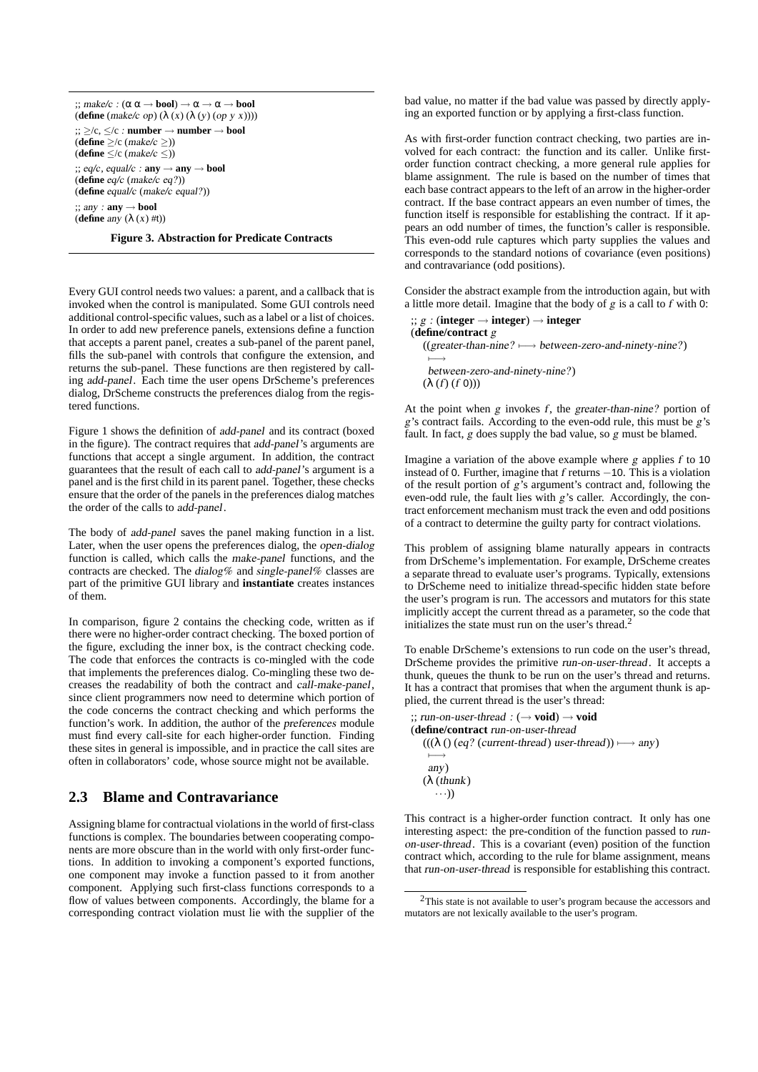```
;; make/c : (α α → bool) → α → α → bool
(define (make/c op) (λ (x) (λ (y) (op y x))))

;; ≥/c, ≤/c : number → number → bool
(define ≥/c (make/c ≥))
(define ≤/c (make/c ≤))

;; eq/c, equal/c : any → any → bool
(define eq/c (make/c eq?))
(define equal/c (make/c equal?))

;; any : any → bool
(define any (λ (x) #t))
```

**Figure 3. Abstraction for Predicate Contracts**

Every GUI control needs two values: a parent, and a callback that is invoked when the control is manipulated. Some GUI controls need additional control-specific values, such as a label or a list of choices. In order to add new preference panels, extensions define a function that accepts a parent panel, creates a sub-panel of the parent panel, fills the sub-panel with controls that configure the extension, and returns the sub-panel. These functions are then registered by calling *add-panel*. Each time the user opens DrScheme's preferences dialog, DrScheme constructs the preferences dialog from the registered functions.

Figure 1 shows the definition of *add-panel* and its contract (boxed in the figure). The contract requires that *add-panel*'s arguments are functions that accept a single argument. In addition, the contract guarantees that the result of each call to *add-panel*'s argument is a panel and is the first child in its parent panel. Together, these checks ensure that the order of the panels in the preferences dialog matches the order of the calls to *add-panel*.

The body of *add-panel* saves the panel making function in a list. Later, when the user opens the preferences dialog, the *open-dialog* function is called, which calls the *make-panel* functions, and the contracts are checked. The *dialog%* and *single-panel%* classes are part of the primitive GUI library and **instantiate** creates instances of them.

In comparison, figure 2 contains the checking code, written as if there were no higher-order contract checking. The boxed portion of the figure, excluding the inner box, is the contract checking code. The code that enforces the contracts is co-mingled with the code that implements the preferences dialog. Co-mingling these two decreases the readability of both the contract and *call-make-panel*, since client programmers now need to determine which portion of the code concerns the contract checking and which performs the function's work. In addition, the author of the *preferences* module must find every call-site for each higher-order function. Finding these sites in general is impossible, and in practice the call sites are often in collaborators' code, whose source might not be available.

## 2.3 Blame and Contravariance

Assigning blame for contractual violations in the world of first-class functions is complex. The boundaries between cooperating components are more obscure than in the world with only first-order functions. In addition to invoking a component's exported functions, one component may invoke a function passed to it from another component. Applying such first-class functions corresponds to a flow of values between components. Accordingly, the blame for a corresponding contract violation must lie with the supplier of the bad value, no matter if the bad value was passed by directly applying an exported function or by applying a first-class function.

As with first-order function contract checking, two parties are involved for each contract: the function and its caller. Unlike first-order function contract checking, a more general rule applies for blame assignment. The rule is based on the number of times that each base contract appears to the left of an arrow in the higher-order contract. If the base contract appears an even number of times, the function itself is responsible for establishing the contract. If it appears an odd number of times, the function's caller is responsible. This even-odd rule captures which party supplies the values and corresponds to the standard notions of covariance (even positions) and contravariance (odd positions).

Consider the abstract example from the introduction again, but with a little more detail. Imagine that the body of $g$ is a call to $f$ with 0:

```
;; g : (integer → integer) → integer
(define/contract g
  ((greater-than-nine? ⟼ between-zero-and-ninety-nine?)
   ⟼
   between-zero-and-ninety-nine?)
  (λ (f) (f 0)))
```

At the point when $g$ invokes $f$, the *greater-than-nine?* portion of $g$'s contract fails. According to the even-odd rule, this must be $g$'s fault. In fact, $g$ does supply the bad value, so $g$ must be blamed.

Imagine a variation of the above example where $g$ applies $f$ to 10 instead of 0. Further, imagine that $f$ returns $-10$. This is a violation of the result portion of $g$'s argument's contract and, following the even-odd rule, the fault lies with $g$'s caller. Accordingly, the contract enforcement mechanism must track the even and odd positions of a contract to determine the guilty party for contract violations.

This problem of assigning blame naturally appears in contracts from DrScheme's implementation. For example, DrScheme creates a separate thread to evaluate user's programs. Typically, extensions to DrScheme need to initialize thread-specific hidden state before the user's program is run. The accessors and mutators for this state implicitly accept the current thread as a parameter, so the code that initializes the state must run on the user's thread.[2]

To enable DrScheme's extensions to run code on the user's thread, DrScheme provides the primitive *run-on-user-thread*. It accepts a thunk, queues the thunk to be run on the user's thread and returns. It has a contract that promises that when the argument thunk is applied, the current thread is the user's thread:

```
;; run-on-user-thread : (→ void) → void
(define/contract run-on-user-thread
  (((λ () (eq? (current-thread) user-thread)) ⟼ any)
   ⟼
   any)
  (λ (thunk)
    ···))
```

This contract is a higher-order function contract. It only has one interesting aspect: the pre-condition of the function passed to *run-on-user-thread*. This is a covariant (even) position of the function contract which, according to the rule for blame assignment, means that *run-on-user-thread* is responsible for establishing this contract.

[2] This state is not available to user's program because the accessors and mutators are not lexically available to the user's program.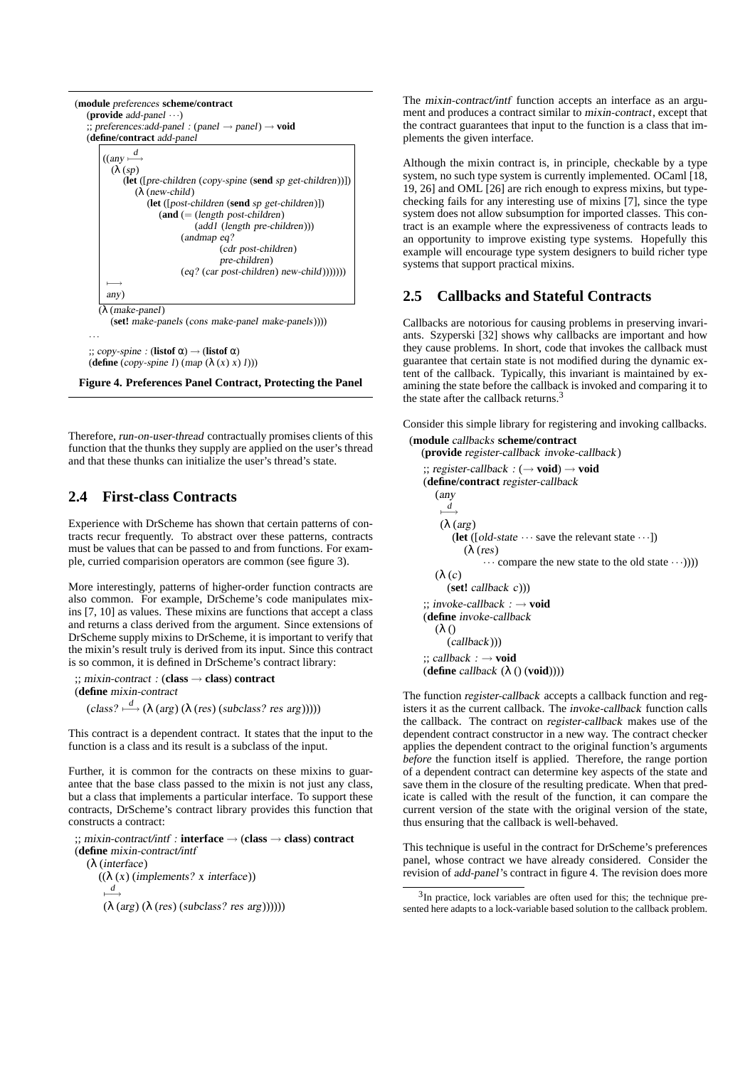```
(module preferences scheme/contract
  (provide add-panel ···)
  ;; preferences:add-panel : (panel → panel) → void
  (define/contract add-panel
    ((any ↦d
      (λ (sp)
        (let ([pre-children (copy-spine (send sp get-children))])
          (λ (new-child)
            (let ([post-children (send sp get-children)])
              (and (= (length post-children)
                      (add1 (length pre-children)))
                   (andmap eq?
                           (cdr post-children)
                           pre-children)
                   (eq? (car post-children) new-child)))))))
      ↦
      any)
    (λ (make-panel)
      (set! make-panels (cons make-panel make-panels))))
  ···
  ;; copy-spine : (listof α) → (listof α)
  (define (copy-spine l) (map (λ (x) x) l)))
```

**Figure 4. Preferences Panel Contract, Protecting the Panel**

Therefore, *run-on-user-thread* contractually promises clients of this function that the thunks they supply are applied on the user's thread and that these thunks can initialize the user's thread's state.

## 2.4 First-class Contracts

Experience with DrScheme has shown that certain patterns of contracts recur frequently. To abstract over these patterns, contracts must be values that can be passed to and from functions. For example, curried comparision operators are common (see figure 3).

More interestingly, patterns of higher-order function contracts are also common. For example, DrScheme's code manipulates mixins [7, 10] as values. These mixins are functions that accept a class and returns a class derived from the argument. Since extensions of DrScheme supply mixins to DrScheme, it is important to verify that the mixin's result truly is derived from its input. Since this contract is so common, it is defined in DrScheme's contract library:

```
;; mixin-contract : (class → class) contract
(define mixin-contract
  (class? ↦d (λ (arg) (λ (res) (subclass? res arg)))))
```

This contract is a dependent contract. It states that the input to the function is a class and its result is a subclass of the input.

Further, it is common for the contracts on these mixins to guarantee that the base class passed to the mixin is not just any class, but a class that implements a particular interface. To support these contracts, DrScheme's contract library provides this function that constructs a contract:

```
;; mixin-contract/intf : interface → (class → class) contract
(define mixin-contract/intf
  (λ (interface)
    ((λ (x) (implements? x interface))
     ↦d
     (λ (arg) (λ (res) (subclass? res arg))))))
```

The *mixin-contract/intf* function accepts an interface as an argument and produces a contract similar to *mixin-contract*, except that the contract guarantees that input to the function is a class that implements the given interface.

Although the mixin contract is, in principle, checkable by a type system, no such type system is currently implemented. OCaml [18, 19, 26] and OML [26] are rich enough to express mixins, but type-checking fails for any interesting use of mixins [7], since the type system does not allow subsumption for imported classes. This contract is an example where the expressiveness of contracts leads to an opportunity to improve existing type systems. Hopefully this example will encourage type system designers to build richer type systems that support practical mixins.

## 2.5 Callbacks and Stateful Contracts

Callbacks are notorious for causing problems in preserving invariants. Szyperski [32] shows why callbacks are important and how they cause problems. In short, code that invokes the callback must guarantee that certain state is not modified during the dynamic extent of the callback. Typically, this invariant is maintained by examining the state before the callback is invoked and comparing it to the state after the callback returns.[3]

Consider this simple library for registering and invoking callbacks.

```
(module callbacks scheme/contract
  (provide register-callback invoke-callback)
  ;; register-callback : (→ void) → void
  (define/contract register-callback
    (any
     ↦d
     (λ (arg)
       (let ([old-state ··· save the relevant state ···])
         (λ (res)
           ··· compare the new state to the old state ···))))
    (λ (c)
      (set! callback c)))
  ;; invoke-callback : → void
  (define invoke-callback
    (λ ()
      (callback)))
  ;; callback : → void
  (define callback (λ () (void))))
```

The function *register-callback* accepts a callback function and registers it as the current callback. The *invoke-callback* function calls the callback. The contract on *register-callback* makes use of the dependent contract constructor in a new way. The contract checker applies the dependent contract to the original function's arguments *before* the function itself is applied. Therefore, the range portion of a dependent contract can determine key aspects of the state and save them in the closure of the resulting predicate. When that predicate is called with the result of the function, it can compare the current version of the state with the original version of the state, thus ensuring that the callback is well-behaved.

This technique is useful in the contract for DrScheme's preferences panel, whose contract we have already considered. Consider the revision of *add-panel*'s contract in figure 4. The revision does more

[3] In practice, lock variables are often used for this; the technique presented here adapts to a lock-variable based solution to the callback problem.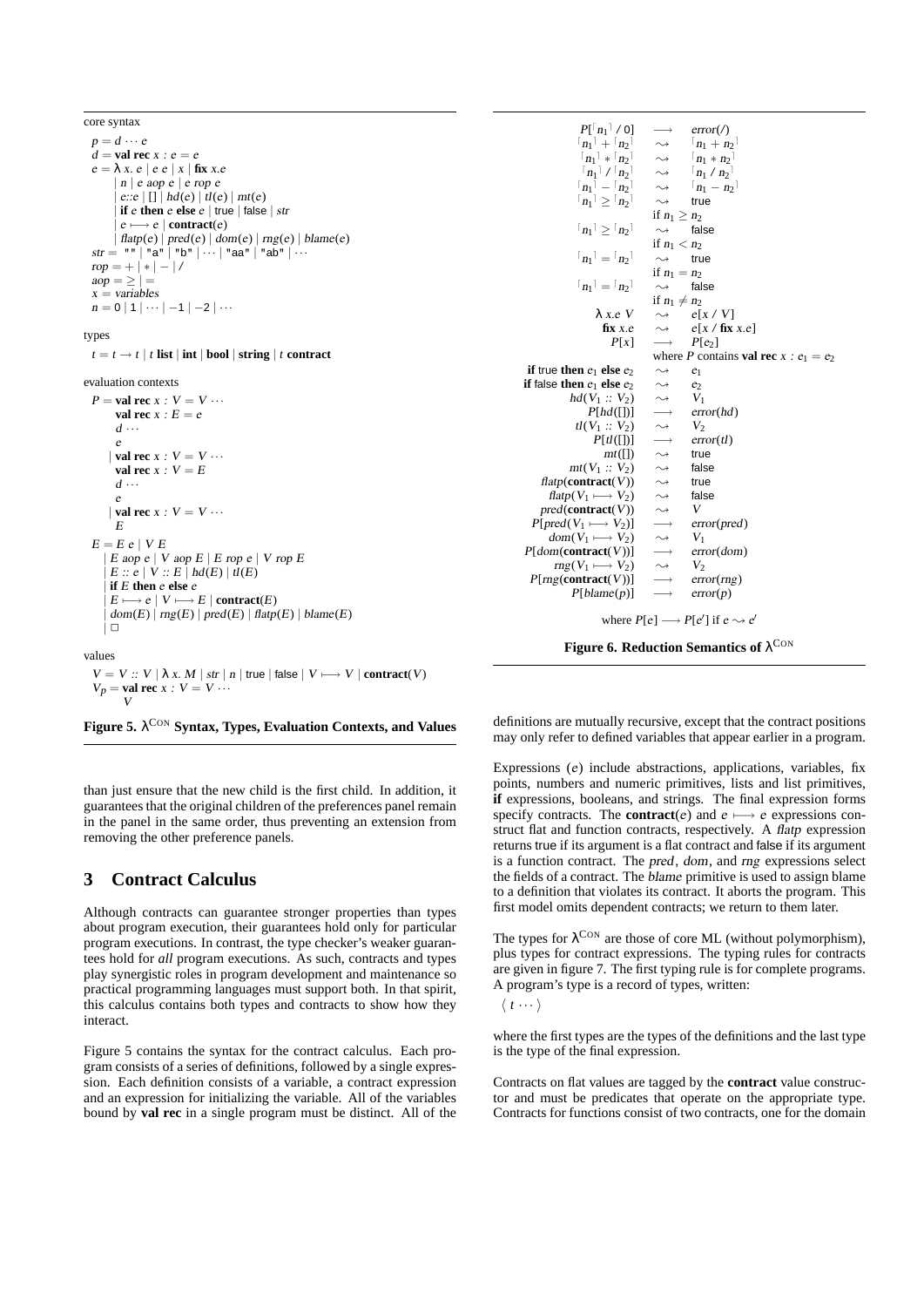core syntax

$$
\begin{aligned}
p &= d \cdots e \\
d &= \textbf{val rec } x : e = e \\
e &= \lambda\, x.\, e \mid e\; e \mid x \mid \textbf{fix } x.e \\
&\mid n \mid e \; aop \; e \mid e \; rop \; e \\
&\mid e{::}e \mid [\,] \mid hd(e) \mid tl(e) \mid mt(e) \\
&\mid \textbf{if } e \textbf{ then } e \textbf{ else } e \mid \mathsf{true} \mid \mathsf{false} \mid str \\
&\mid e \longmapsto e \mid \textbf{contract}(e) \\
&\mid flatp(e) \mid pred(e) \mid dom(e) \mid rng(e) \mid blame(e) \\
str &= \texttt{""} \mid \texttt{"a"} \mid \texttt{"b"} \mid \cdots \mid \texttt{"aa"} \mid \texttt{"ab"} \mid \cdots \\
rop &= + \mid * \mid - \mid / \\
aop &= \geq \mid = \\
x &= variables \\
n &= 0 \mid 1 \mid \cdots \mid -1 \mid -2 \mid \cdots
\end{aligned}
$$

types

$$
t = t \rightarrow t \mid t \textbf{ list} \mid \textbf{int} \mid \textbf{bool} \mid \textbf{string} \mid t \textbf{ contract}
$$

evaluation contexts

$$
\begin{aligned}
P &= \textbf{val rec } x : V = V \cdots \\
&\quad\;\; \textbf{val rec } x : E = e \\
&\quad\;\; d \cdots \\
&\quad\;\; e \\
&\mid \textbf{val rec } x : V = V \cdots \\
&\quad\;\; \textbf{val rec } x : V = E \\
&\quad\;\; d \cdots \\
&\quad\;\; e \\
&\mid \textbf{val rec } x : V = V \cdots \\
&\quad\;\; E \\
E &= E \; e \mid V \; E \\
&\mid E \; aop \; e \mid V \; aop \; E \mid E \; rop \; e \mid V \; rop \; E \\
&\mid E :: e \mid V :: E \mid hd(E) \mid tl(E) \\
&\mid \textbf{if } E \textbf{ then } e \textbf{ else } e \\
&\mid E \longmapsto e \mid V \longmapsto E \mid \textbf{contract}(E) \\
&\mid dom(E) \mid rng(E) \mid pred(E) \mid flatp(E) \mid blame(E) \\
&\mid \square
\end{aligned}
$$

values

$$
\begin{aligned}
V &= V :: V \mid \lambda\, x.\, M \mid str \mid n \mid \mathsf{true} \mid \mathsf{false} \mid V \longmapsto V \mid \textbf{contract}(V) \\
V_p &= \textbf{val rec } x : V = V \cdots \\
&\quad\;\; V
\end{aligned}
$$

**Figure 5. $\lambda^{\text{CON}}$ Syntax, Types, Evaluation Contexts, and Values**

$$
\begin{array}{rcll}
P[\lceil n_1 \rceil \;/\; 0] & \longrightarrow & error(/) & \\
\lceil n_1 \rceil + \lceil n_2 \rceil & \rightsquigarrow & \lceil n_1 + n_2 \rceil & \\
\lceil n_1 \rceil * \lceil n_2 \rceil & \rightsquigarrow & \lceil n_1 * n_2 \rceil & \\
\lceil n_1 \rceil \;/\; \lceil n_2 \rceil & \rightsquigarrow & \lceil n_1 \;/\; n_2 \rceil & \\
\lceil n_1 \rceil - \lceil n_2 \rceil & \rightsquigarrow & \lceil n_1 - n_2 \rceil & \\
\lceil n_1 \rceil \geq \lceil n_2 \rceil & \rightsquigarrow & \mathsf{true} & \text{if } n_1 \geq n_2 \\
\lceil n_1 \rceil \geq \lceil n_2 \rceil & \rightsquigarrow & \mathsf{false} & \text{if } n_1 < n_2 \\
\lceil n_1 \rceil = \lceil n_2 \rceil & \rightsquigarrow & \mathsf{true} & \text{if } n_1 = n_2 \\
\lceil n_1 \rceil = \lceil n_2 \rceil & \rightsquigarrow & \mathsf{false} & \text{if } n_1 \neq n_2 \\
\lambda\, x.e\; V & \rightsquigarrow & e[x \;/\; V] & \\
\textbf{fix } x.e & \rightsquigarrow & e[x \;/\; \textbf{fix } x.e] & \\
P[x] & \longrightarrow & P[e_2] & \text{where } P \text{ contains } \textbf{val rec } x : e_1 = e_2 \\
\textbf{if } \mathsf{true} \textbf{ then } e_1 \textbf{ else } e_2 & \rightsquigarrow & e_1 & \\
\textbf{if } \mathsf{false} \textbf{ then } e_1 \textbf{ else } e_2 & \rightsquigarrow & e_2 & \\
hd(V_1 :: V_2) & \rightsquigarrow & V_1 & \\
P[hd([\,])] & \longrightarrow & error(hd) & \\
tl(V_1 :: V_2) & \rightsquigarrow & V_2 & \\
P[tl([\,])] & \longrightarrow & error(tl) & \\
mt([\,]) & \rightsquigarrow & \mathsf{true} & \\
mt(V_1 :: V_2) & \rightsquigarrow & \mathsf{false} & \\
flatp(\textbf{contract}(V)) & \rightsquigarrow & \mathsf{true} & \\
flatp(V_1 \longmapsto V_2) & \rightsquigarrow & \mathsf{false} & \\
pred(\textbf{contract}(V)) & \rightsquigarrow & V & \\
P[pred(V_1 \longmapsto V_2)] & \longrightarrow & error(pred) & \\
dom(V_1 \longmapsto V_2) & \rightsquigarrow & V_1 & \\
P[dom(\textbf{contract}(V))] & \longrightarrow & error(dom) & \\
rng(V_1 \longmapsto V_2) & \rightsquigarrow & V_2 & \\
P[rng(\textbf{contract}(V))] & \longrightarrow & error(rng) & \\
P[blame(p)] & \longrightarrow & error(p) &
\end{array}
$$

where $P[e] \longrightarrow P[e']$ if $e \rightsquigarrow e'$

**Figure 6. Reduction Semantics of $\lambda^{\text{CON}}$**

than just ensure that the new child is the first child. In addition, it guarantees that the original children of the preferences panel remain in the panel in the same order, thus preventing an extension from removing the other preference panels.

## 3 Contract Calculus

Although contracts can guarantee stronger properties than types about program execution, their guarantees hold only for particular program executions. In contrast, the type checker's weaker guarantees hold for *all* program executions. As such, contracts and types play synergistic roles in program development and maintenance so practical programming languages must support both. In that spirit, this calculus contains both types and contracts to show how they interact.

Figure 5 contains the syntax for the contract calculus. Each program consists of a series of definitions, followed by a single expression. Each definition consists of a variable, a contract expression and an expression for initializing the variable. All of the variables bound by **val rec** in a single program must be distinct. All of the definitions are mutually recursive, except that the contract positions may only refer to defined variables that appear earlier in a program.

Expressions ($e$) include abstractions, applications, variables, fix points, numbers and numeric primitives, lists and list primitives, **if** expressions, booleans, and strings. The final expression forms specify contracts. The **contract**($e$) and $e \longmapsto e$ expressions construct flat and function contracts, respectively. A *flatp* expression returns true if its argument is a flat contract and false if its argument is a function contract. The *pred*, *dom*, and *rng* expressions select the fields of a contract. The *blame* primitive is used to assign blame to a definition that violates its contract. It aborts the program. This first model omits dependent contracts; we return to them later.

The types for $\lambda^{\text{CON}}$ are those of core ML (without polymorphism), plus types for contract expressions. The typing rules for contracts are given in figure 7. The first typing rule is for complete programs. A program's type is a record of types, written:

$\langle\; t \cdots \rangle$

where the first types are the types of the definitions and the last type is the type of the final expression.

Contracts on flat values are tagged by the **contract** value constructor and must be predicates that operate on the appropriate type. Contracts for functions consist of two contracts, one for the domain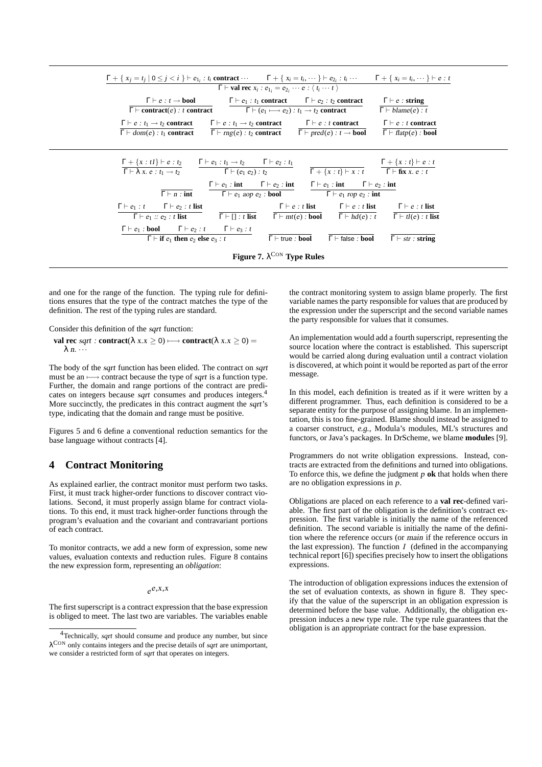$$\frac{\Gamma + \{\, x_j = t_j \mid 0 \le j < i \,\} \vdash e_{1_i} : t_i \ \textbf{contract} \cdots \qquad \Gamma + \{\, x_i = t_i, \cdots \} \vdash e_{2_i} : t_i \cdots \qquad \Gamma + \{\, x_i = t_i, \cdots \} \vdash e : t}{\Gamma \vdash \textbf{val rec}\ x_i : e_{1_i} = e_{2_i} \cdots e : \langle\, t_i \cdots t \,\rangle}$$

$$\frac{\Gamma \vdash e : t \to \textbf{bool}}{\Gamma \vdash \textbf{contract}(e) : t\ \textbf{contract}} \qquad \frac{\Gamma \vdash e_1 : t_1\ \textbf{contract} \qquad \Gamma \vdash e_2 : t_2\ \textbf{contract}}{\Gamma \vdash (e_1 \longmapsto e_2) : t_1 \to t_2\ \textbf{contract}} \qquad \frac{\Gamma \vdash e : \textbf{string}}{\Gamma \vdash \mathit{blame}(e) : t}$$

$$\frac{\Gamma \vdash e : t_1 \to t_2\ \textbf{contract}}{\Gamma \vdash \mathit{dom}(e) : t_1\ \textbf{contract}} \qquad \frac{\Gamma \vdash e : t_1 \to t_2\ \textbf{contract}}{\Gamma \vdash \mathit{rng}(e) : t_2\ \textbf{contract}} \qquad \frac{\Gamma \vdash e : t\ \textbf{contract}}{\Gamma \vdash \mathit{pred}(e) : t \to \textbf{bool}} \qquad \frac{\Gamma \vdash e : t\ \textbf{contract}}{\Gamma \vdash \mathit{flatp}(e) : \textbf{bool}}$$

$$\frac{\Gamma + \{x : t1\} \vdash e : t_2}{\Gamma \vdash \lambda\, x.\, e : t_1 \to t_2} \qquad \frac{\Gamma \vdash e_1 : t_1 \to t_2 \qquad \Gamma \vdash e_2 : t_1}{\Gamma \vdash (e_1\ e_2) : t_2} \qquad \frac{}{\Gamma + \{x : t\} \vdash x : t} \qquad \frac{\Gamma + \{x : t\} \vdash e : t}{\Gamma \vdash \textbf{fix}\ x.\ e : t}$$

$$\frac{}{\Gamma \vdash n : \textbf{int}} \qquad \frac{\Gamma \vdash e_1 : \textbf{int} \qquad \Gamma \vdash e_2 : \textbf{int}}{\Gamma \vdash e_1\ \mathit{aop}\ e_2 : \textbf{bool}} \qquad \frac{\Gamma \vdash e_1 : \textbf{int} \qquad \Gamma \vdash e_2 : \textbf{int}}{\Gamma \vdash e_1\ \mathit{rop}\ e_2 : \textbf{int}}$$

$$\frac{\Gamma \vdash e_1 : t \qquad \Gamma \vdash e_2 : t\ \textbf{list}}{\Gamma \vdash e_1 :: e_2 : t\ \textbf{list}} \qquad \frac{}{\Gamma \vdash [\,] : t\ \textbf{list}} \qquad \frac{\Gamma \vdash e : t\ \textbf{list}}{\Gamma \vdash \mathit{mt}(e) : \textbf{bool}} \qquad \frac{\Gamma \vdash e : t\ \textbf{list}}{\Gamma \vdash \mathit{hd}(e) : t} \qquad \frac{\Gamma \vdash e : t\ \textbf{list}}{\Gamma \vdash \mathit{tl}(e) : t\ \textbf{list}}$$

$$\frac{\Gamma \vdash e_1 : \textbf{bool} \qquad \Gamma \vdash e_2 : t \qquad \Gamma \vdash e_3 : t}{\Gamma \vdash \textbf{if}\ e_1\ \textbf{then}\ e_2\ \textbf{else}\ e_3 : t} \qquad \frac{}{\Gamma \vdash \mathsf{true} : \textbf{bool}} \qquad \frac{}{\Gamma \vdash \mathsf{false} : \textbf{bool}} \qquad \frac{}{\Gamma \vdash \mathit{str} : \textbf{string}}$$

**Figure 7. $\lambda^{\text{CON}}$ Type Rules**

and one for the range of the function. The typing rule for definitions ensures that the type of the contract matches the type of the definition. The rest of the typing rules are standard.

Consider this definition of the *sqrt* function:

$\textbf{val rec}\ \mathit{sqrt} : \textbf{contract}(\lambda\, x.x \ge 0) \longmapsto \textbf{contract}(\lambda\, x.x \ge 0) =$
$\quad \lambda\, n.\ \cdots$

The body of the *sqrt* function has been elided. The contract on *sqrt* must be an $\longmapsto$ contract because the type of *sqrt* is a function type. Further, the domain and range portions of the contract are predicates on integers because *sqrt* consumes and produces integers.[4] More succinctly, the predicates in this contract augment the *sqrt*'s type, indicating that the domain and range must be positive.

Figures 5 and 6 define a conventional reduction semantics for the base language without contracts [4].

## 4 Contract Monitoring

As explained earlier, the contract monitor must perform two tasks. First, it must track higher-order functions to discover contract violations. Second, it must properly assign blame for contract violations. To this end, it must track higher-order functions through the program's evaluation and the covariant and contravariant portions of each contract.

To monitor contracts, we add a new form of expression, some new values, evaluation contexts and reduction rules. Figure 8 contains the new expression form, representing an *obligation*:

$$e^{e,x,x}$$

The first superscript is a contract expression that the base expression is obliged to meet. The last two are variables. The variables enable the contract monitoring system to assign blame properly. The first variable names the party responsible for values that are produced by the expression under the superscript and the second variable names the party responsible for values that it consumes.

An implementation would add a fourth superscript, representing the source location where the contract is established. This superscript would be carried along during evaluation until a contract violation is discovered, at which point it would be reported as part of the error message.

In this model, each definition is treated as if it were written by a different programmer. Thus, each definition is considered to be a separate entity for the purpose of assigning blame. In an implementation, this is too fine-grained. Blame should instead be assigned to a coarser construct, *e.g.*, Modula's modules, ML's structures and functors, or Java's packages. In DrScheme, we blame **module**s [9].

Programmers do not write obligation expressions. Instead, contracts are extracted from the definitions and turned into obligations. To enforce this, we define the judgment $p$ **ok** that holds when there are no obligation expressions in $p$.

Obligations are placed on each reference to a **val rec**-defined variable. The first part of the obligation is the definition's contract expression. The first variable is initially the name of the referenced definition. The second variable is initially the name of the definition where the reference occurs (or *main* if the reference occurs in the last expression). The function $I$ (defined in the accompanying technical report [6]) specifies precisely how to insert the obligations expressions.

The introduction of obligation expressions induces the extension of the set of evaluation contexts, as shown in figure 8. They specify that the value of the superscript in an obligation expression is determined before the base value. Additionally, the obligation expression induces a new type rule. The type rule guarantees that the obligation is an appropriate contract for the base expression.

---

[4] Technically, *sqrt* should consume and produce any number, but since $\lambda^{\text{CON}}$ only contains integers and the precise details of *sqrt* are unimportant, we consider a restricted form of *sqrt* that operates on integers.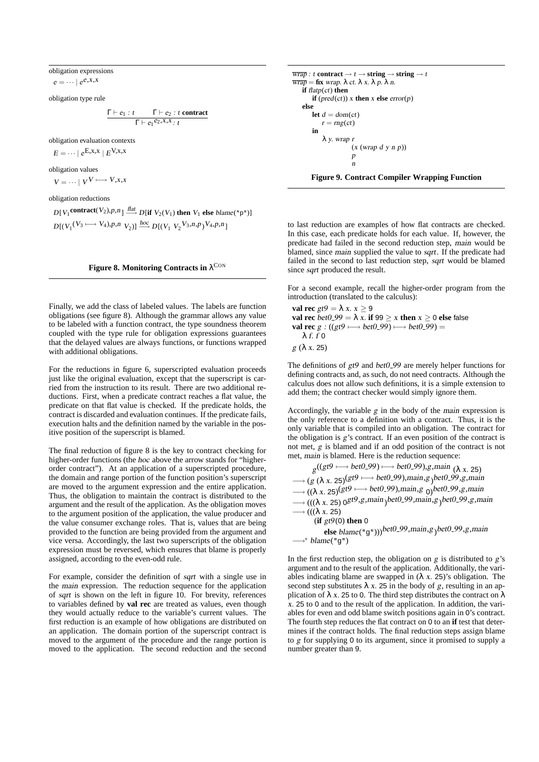obligation expressions

$e = \cdots \mid e^{e,x,x}$

obligation type rule

$$\frac{\Gamma \vdash e_1 : t \qquad \Gamma \vdash e_2 : t \ \textbf{contract}}{\Gamma \vdash e_1{}^{e_2,x,x} : t}$$

obligation evaluation contexts

$E = \cdots \mid e^{E,x,x} \mid E^{V,x,x}$

obligation values

$V = \cdots \mid V^{V \longmapsto V,x,x}$

obligation reductions

$D[V_1{}^{\textbf{contract}(V_2),p,n}] \xrightarrow{flat} D[\textbf{if}\ V_2(V_1)\ \textbf{then}\ V_1\ \textbf{else}\ blame(\texttt{"p"})]$

$D[(V_1{}^{(V_3 \longmapsto V_4),p,n}\ V_2)] \xrightarrow{hoc} D[(V_1\ V_2{}^{V_3,n,p})^{V_4,p,n}]$

**Figure 8. Monitoring Contracts in $\lambda^{\text{CON}}$**

Finally, we add the class of labeled values. The labels are function obligations (see figure 8). Although the grammar allows any value to be labeled with a function contract, the type soundness theorem coupled with the type rule for obligation expressions guarantees that the delayed values are always functions, or functions wrapped with additional obligations.

For the reductions in figure 6, superscripted evaluation proceeds just like the original evaluation, except that the superscript is carried from the instruction to its result. There are two additional reductions. First, when a predicate contract reaches a flat value, the predicate on that flat value is checked. If the predicate holds, the contract is discarded and evaluation continues. If the predicate fails, execution halts and the definition named by the variable in the positive position of the superscript is blamed.

The final reduction of figure 8 is the key to contract checking for higher-order functions (the *hoc* above the arrow stands for "higher-order contract"). At an application of a superscripted procedure, the domain and range portion of the function position's superscript are moved to the argument expression and the entire application. Thus, the obligation to maintain the contract is distributed to the argument and the result of the application. As the obligation moves to the argument position of the application, the value producer and the value consumer exchange roles. That is, values that are being provided to the function are being provided from the argument and vice versa. Accordingly, the last two superscripts of the obligation expression must be reversed, which ensures that blame is properly assigned, according to the even-odd rule.

For example, consider the definition of *sqrt* with a single use in the *main* expression. The reduction sequence for the application of *sqrt* is shown on the left in figure 10. For brevity, references to variables defined by **val rec** are treated as values, even though they would actually reduce to the variable's current values. The first reduction is an example of how obligations are distributed on an application. The domain portion of the superscript contract is moved to the argument of the procedure and the range portion is moved to the application. The second reduction and the second to last reduction are examples of how flat contracts are checked. In this case, each predicate holds for each value. If, however, the predicate had failed in the second reduction step, *main* would be blamed, since *main* supplied the value to *sqrt*. If the predicate had failed in the second to last reduction step, *sqrt* would be blamed since *sqrt* produced the result.

$\overline{wrap} : t\ \textbf{contract} \rightarrow t \rightarrow \textbf{string} \rightarrow \textbf{string} \rightarrow t$
$\overline{wrap} = \textbf{fix}\ wrap.\ \lambda\ ct.\ \lambda\ x.\ \lambda\ p.\ \lambda\ n.$
$\quad \textbf{if}\ flatp(ct)\ \textbf{then}$
$\quad\quad \textbf{if}\ (pred(ct))\ x\ \textbf{then}\ x\ \textbf{else}\ error(p)$
$\quad \textbf{else}$
$\quad\quad \textbf{let}\ d = dom(ct)$
$\quad\quad\quad r = rng(ct)$
$\quad\quad \textbf{in}$
$\quad\quad\quad \lambda\ y.\ wrap\ r\ (x\ (wrap\ d\ y\ n\ p))\ p\ n$

**Figure 9. Contract Compiler Wrapping Function**

For a second example, recall the higher-order program from the introduction (translated to the calculus):

$\textbf{val rec}\ gt9 = \lambda\ x.\ x \geq 9$
$\textbf{val rec}\ bet0\_99 = \lambda\ x.\ \textbf{if}\ 99 \geq x\ \textbf{then}\ x \geq 0\ \textbf{else}\ \text{false}$
$\textbf{val rec}\ g : ((gt9 \longmapsto bet0\_99) \longmapsto bet0\_99) = \lambda\ f.\ f\ 0$
$g\ (\lambda\ x.\ 25)$

The definitions of *gt9* and *bet0_99* are merely helper functions for defining contracts and, as such, do not need contracts. Although the calculus does not allow such definitions, it is a simple extension to add them; the contract checker would simply ignore them.

Accordingly, the variable $g$ in the body of the *main* expression is the only reference to a definition with a contract. Thus, it is the only variable that is compiled into an obligation. The contract for the obligation is $g$'s contract. If an even position of the contract is not met, $g$ is blamed and if an odd position of the contract is not met, *main* is blamed. Here is the reduction sequence:

$$\begin{aligned}
& g^{((gt9 \longmapsto bet0\_99) \longmapsto bet0\_99),g,main}\ (\lambda\ x.\ 25) \\
\longrightarrow\ & (g\ (\lambda\ x.\ 25)^{(gt9 \longmapsto bet0\_99),main,g})^{bet0\_99,g,main} \\
\longrightarrow\ & ((\lambda\ x.\ 25)^{(gt9 \longmapsto bet0\_99),main,g}\ 0)^{bet0\_99,g,main} \\
\longrightarrow\ & (((\lambda\ x.\ 25)\ 0^{gt9,g,main})^{bet0\_99,main,g})^{bet0\_99,g,main} \\
\longrightarrow\ & (((\lambda\ x.\ 25) \\
& \quad (\textbf{if}\ gt9(0)\ \textbf{then}\ 0 \\
& \quad\quad \textbf{else}\ blame(\texttt{"g"})))^{bet0\_99,main,g})^{bet0\_99,g,main} \\
\longrightarrow^*\ & blame(\texttt{"g"})
\end{aligned}$$

In the first reduction step, the obligation on $g$ is distributed to $g$'s argument and to the result of the application. Additionally, the variables indicating blame are swapped in $(\lambda\ x.\ 25)$'s obligation. The second step substitutes $\lambda\ x.\ 25$ in the body of $g$, resulting in an application of $\lambda\ x.\ 25$ to 0. The third step distributes the contract on $\lambda\ x.\ 25$ to 0 and to the result of the application. In addition, the variables for even and odd blame switch positions again in 0's contract. The fourth step reduces the flat contract on 0 to an **if** test that determines if the contract holds. The final reduction steps assign blame to $g$ for supplying 0 to its argument, since it promised to supply a number greater than 9.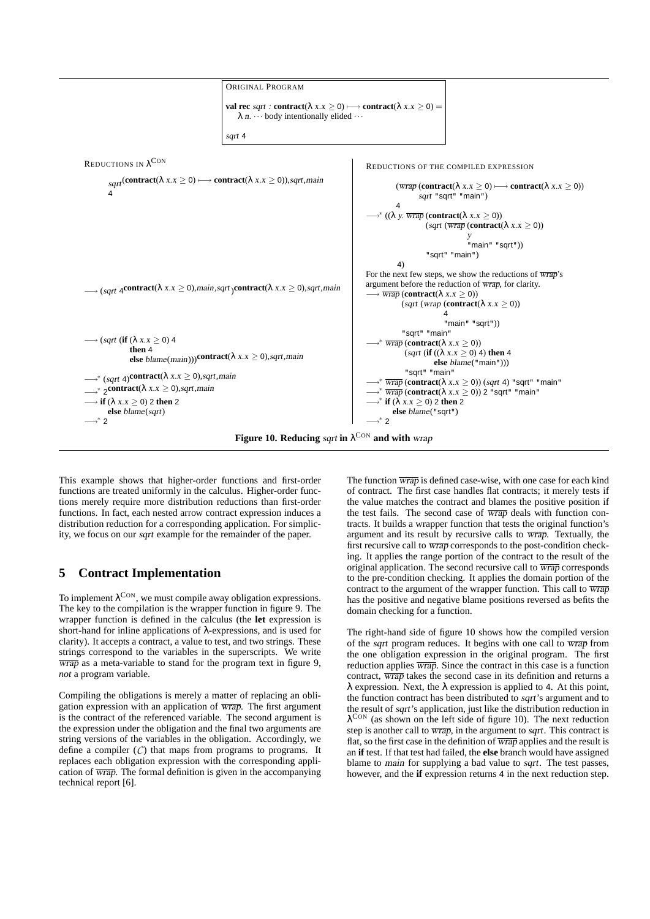ORIGINAL PROGRAM

```
val rec sqrt : contract(λ x.x ≥ 0) ⟼ contract(λ x.x ≥ 0) =
   λ n. ··· body intentionally elided ···

sqrt 4
```

REDUCTIONS IN $\lambda^{\text{CON}}$

$$sqrt^{(\textbf{contract}(\lambda\, x.x \geq 0) \longmapsto \textbf{contract}(\lambda\, x.x \geq 0)),sqrt,main}\; 4$$

$$\longrightarrow (sqrt\; 4^{\textbf{contract}(\lambda\, x.x \geq 0),main,sqrt})^{\textbf{contract}(\lambda\, x.x \geq 0),sqrt,main}$$

$$\longrightarrow (sqrt\; (\textbf{if}\; (\lambda\, x.x \geq 0)\; 4\; \textbf{then}\; 4\; \textbf{else}\; blame(main)))^{\textbf{contract}(\lambda\, x.x \geq 0),sqrt,main}$$

$$\longrightarrow^* (sqrt\; 4)^{\textbf{contract}(\lambda\, x.x \geq 0),sqrt,main}$$

$$\longrightarrow^* 2^{\textbf{contract}(\lambda\, x.x \geq 0),sqrt,main}$$

$$\longrightarrow \textbf{if}\; (\lambda\, x.x \geq 0)\; 2\; \textbf{then}\; 2\; \textbf{else}\; blame(sqrt)$$

$$\longrightarrow^* 2$$

REDUCTIONS OF THE COMPILED EXPRESSION

```
(wrap (contract(λ x.x ≥ 0) ⟼ contract(λ x.x ≥ 0))
      sqrt "sqrt" "main")
  4
⟶* ((λ y. wrap (contract(λ x.x ≥ 0))
              (sqrt (wrap (contract(λ x.x ≥ 0))
                          y
                          "main" "sqrt"))
              "sqrt" "main")
     4)
```

For the next few steps, we show the reductions of $\overline{wrap}$'s argument before the reduction of $\overline{wrap}$, for clarity.

```
⟶ wrap (contract(λ x.x ≥ 0))
        (sqrt (wrap (contract(λ x.x ≥ 0))
                    4
                    "main" "sqrt"))
        "sqrt" "main"
⟶* wrap (contract(λ x.x ≥ 0))
        (sqrt (if ((λ x.x ≥ 0) 4) then 4
               else blame("main")))
        "sqrt" "main"
⟶* wrap (contract(λ x.x ≥ 0)) (sqrt 4) "sqrt" "main"
⟶* wrap (contract(λ x.x ≥ 0)) 2 "sqrt" "main"
⟶* if (λ x.x ≥ 0) 2 then 2
    else blame("sqrt")
⟶* 2
```

**Figure 10. Reducing *sqrt* in $\lambda^{\text{CON}}$ and with *wrap***

This example shows that higher-order functions and first-order functions are treated uniformly in the calculus. Higher-order functions merely require more distribution reductions than first-order functions. In fact, each nested arrow contract expression induces a distribution reduction for a corresponding application. For simplicity, we focus on our *sqrt* example for the remainder of the paper.

## 5 Contract Implementation

To implement $\lambda^{\text{CON}}$, we must compile away obligation expressions. The key to the compilation is the wrapper function in figure 9. The wrapper function is defined in the calculus (the **let** expression is short-hand for inline applications of λ-expressions, and is used for clarity). It accepts a contract, a value to test, and two strings. These strings correspond to the variables in the superscripts. We write $\overline{wrap}$ as a meta-variable to stand for the program text in figure 9, *not* a program variable.

Compiling the obligations is merely a matter of replacing an obligation expression with an application of $\overline{wrap}$. The first argument is the contract of the referenced variable. The second argument is the expression under the obligation and the final two arguments are string versions of the variables in the obligation. Accordingly, we define a compiler ($\mathcal{C}$) that maps from programs to programs. It replaces each obligation expression with the corresponding application of $\overline{wrap}$. The formal definition is given in the accompanying technical report [6].

The function $\overline{wrap}$ is defined case-wise, with one case for each kind of contract. The first case handles flat contracts; it merely tests if the value matches the contract and blames the positive position if the test fails. The second case of $\overline{wrap}$ deals with function contracts. It builds a wrapper function that tests the original function's argument and its result by recursive calls to $\overline{wrap}$. Textually, the first recursive call to $\overline{wrap}$ corresponds to the post-condition checking. It applies the range portion of the contract to the result of the original application. The second recursive call to $\overline{wrap}$ corresponds to the pre-condition checking. It applies the domain portion of the contract to the argument of the wrapper function. This call to $\overline{wrap}$ has the positive and negative blame positions reversed as befits the domain checking for a function.

The right-hand side of figure 10 shows how the compiled version of the *sqrt* program reduces. It begins with one call to $\overline{wrap}$ from the one obligation expression in the original program. The first reduction applies $\overline{wrap}$. Since the contract in this case is a function contract, $\overline{wrap}$ takes the second case in its definition and returns a λ expression. Next, the λ expression is applied to 4. At this point, the function contract has been distributed to *sqrt*'s argument and to the result of *sqrt*'s application, just like the distribution reduction in $\lambda^{\text{CON}}$ (as shown on the left side of figure 10). The next reduction step is another call to $\overline{wrap}$, in the argument to *sqrt*. This contract is flat, so the first case in the definition of $\overline{wrap}$ applies and the result is an **if** test. If that test had failed, the **else** branch would have assigned blame to main for supplying a bad value to *sqrt*. The test passes, however, and the **if** expression returns 4 in the next reduction step.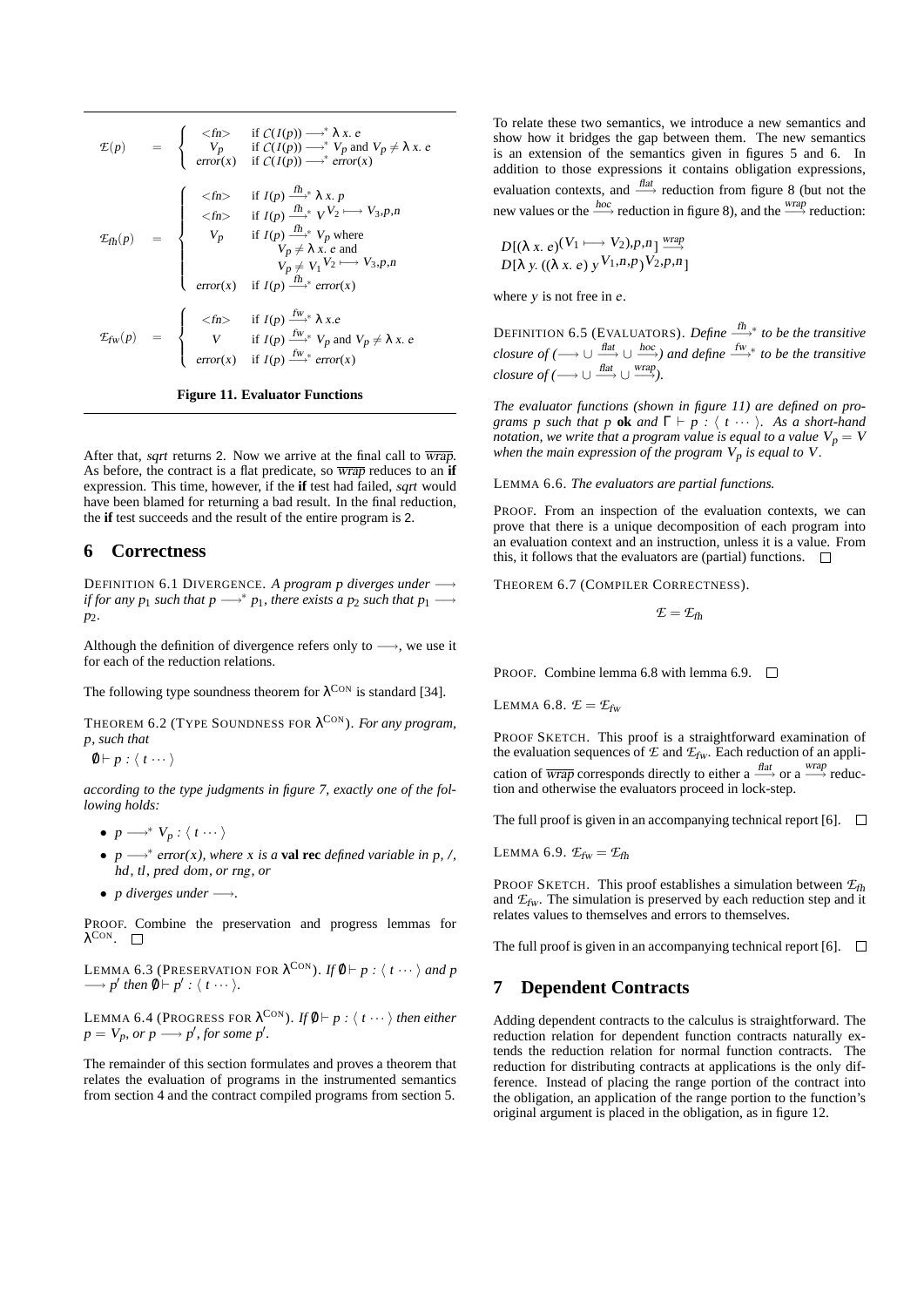$$
\mathcal{E}(p) = \begin{cases} \text{<fn>} & \text{if } \mathcal{C}(I(p)) \longrightarrow^* \lambda\, x.\, e \\ V_p & \text{if } \mathcal{C}(I(p)) \longrightarrow^* V_p \text{ and } V_p \neq \lambda\, x.\, e \\ \mathit{error}(x) & \text{if } \mathcal{C}(I(p)) \longrightarrow^* \mathit{error}(x) \end{cases}
$$

$$
\mathcal{E}_{fh}(p) = \begin{cases} \text{<fn>} & \text{if } I(p) \xrightarrow{fh}{}^* \lambda\, x.\, p \\ \text{<fn>} & \text{if } I(p) \xrightarrow{fh}{}^* V^{V_2 \longmapsto V_3, p, n} \\ V_p & \text{if } I(p) \xrightarrow{fh}{}^* V_p \text{ where } V_p \neq \lambda\, x.\, e \text{ and } V_p \neq V_1{}^{V_2 \longmapsto V_3, p, n} \\ \mathit{error}(x) & \text{if } I(p) \xrightarrow{fh}{}^* \mathit{error}(x) \end{cases}
$$

$$
\mathcal{E}_{fw}(p) = \begin{cases} \text{<fn>} & \text{if } I(p) \xrightarrow{fw}{}^* \lambda\, x.e \\ V & \text{if } I(p) \xrightarrow{fw}{}^* V_p \text{ and } V_p \neq \lambda\, x.\, e \\ \mathit{error}(x) & \text{if } I(p) \xrightarrow{fw}{}^* \mathit{error}(x) \end{cases}
$$

**Figure 11. Evaluator Functions**

After that, *sqrt* returns 2. Now we arrive at the final call to $\overline{wrap}$. As before, the contract is a flat predicate, so $\overline{wrap}$ reduces to an **if** expression. This time, however, if the **if** test had failed, *sqrt* would have been blamed for returning a bad result. In the final reduction, the **if** test succeeds and the result of the entire program is 2.

## 6 Correctness

DEFINITION 6.1 DIVERGENCE. *A program $p$ diverges under $\longrightarrow$ if for any $p_1$ such that $p \longrightarrow^* p_1$, there exists a $p_2$ such that $p_1 \longrightarrow p_2$.*

Although the definition of divergence refers only to $\longrightarrow$, we use it for each of the reduction relations.

The following type soundness theorem for $\lambda^{\text{CON}}$ is standard [34].

THEOREM 6.2 (TYPE SOUNDNESS FOR $\lambda^{\text{CON}}$). *For any program, $p$, such that*

$\emptyset \vdash p : \langle\, t \cdots \rangle$

*according to the type judgments in figure 7, exactly one of the following holds:*

- $p \longrightarrow^* V_p : \langle\, t \cdots \rangle$
- $p \longrightarrow^*$ *error($x$), where $x$ is a* **val rec** *defined variable in $p$, /, hd, tl, pred dom, or rng, or*
- *$p$ diverges under $\longrightarrow$.*

PROOF. Combine the preservation and progress lemmas for $\lambda^{\text{CON}}$. ☐

LEMMA 6.3 (PRESERVATION FOR $\lambda^{\text{CON}}$). *If $\emptyset \vdash p : \langle\, t \cdots \rangle$ and $p \longrightarrow p'$ then $\emptyset \vdash p' : \langle\, t \cdots \rangle$.*

LEMMA 6.4 (PROGRESS FOR $\lambda^{\text{CON}}$). *If $\emptyset \vdash p : \langle\, t \cdots \rangle$ then either $p = V_p$, or $p \longrightarrow p'$, for some $p'$.*

The remainder of this section formulates and proves a theorem that relates the evaluation of programs in the instrumented semantics from section 4 and the contract compiled programs from section 5.

To relate these two semantics, we introduce a new semantics and show how it bridges the gap between them. The new semantics is an extension of the semantics given in figures 5 and 6. In addition to those expressions it contains obligation expressions, evaluation contexts, and $\xrightarrow{flat}$ reduction from figure 8 (but not the new values or the $\xrightarrow{hoc}$ reduction in figure 8), and the $\xrightarrow{wrap}$ reduction:

$$
\begin{array}{l} D[(\lambda\, x.\, e)^{(V_1 \longmapsto V_2), p, n}] \xrightarrow{wrap} \\ D[\lambda\, y.\, ((\lambda\, x.\, e)\; y^{V_1, n, p})^{V_2, p, n}] \end{array}
$$

where $y$ is not free in $e$.

DEFINITION 6.5 (EVALUATORS). *Define $\xrightarrow{fh}{}^*$ to be the transitive closure of ($\longrightarrow \cup \xrightarrow{flat} \cup \xrightarrow{hoc}$) and define $\xrightarrow{fw}{}^*$ to be the transitive closure of ($\longrightarrow \cup \xrightarrow{flat} \cup \xrightarrow{wrap}$).*

*The evaluator functions (shown in figure 11) are defined on programs $p$ such that $p$* **ok** *and $\Gamma \vdash p : \langle\, t \cdots \rangle$. As a short-hand notation, we write that a program value is equal to a value $V_p = V$ when the main expression of the program $V_p$ is equal to $V$.*

LEMMA 6.6. *The evaluators are partial functions.*

PROOF. From an inspection of the evaluation contexts, we can prove that there is a unique decomposition of each program into an evaluation context and an instruction, unless it is a value. From this, it follows that the evaluators are (partial) functions. ☐

THEOREM 6.7 (COMPILER CORRECTNESS).

$$
\mathcal{E} = \mathcal{E}_{fh}
$$

PROOF. Combine lemma 6.8 with lemma 6.9. ☐

LEMMA 6.8. $\mathcal{E} = \mathcal{E}_{fw}$

PROOF SKETCH. This proof is a straightforward examination of the evaluation sequences of $\mathcal{E}$ and $\mathcal{E}_{fw}$. Each reduction of an application of $\overline{wrap}$ corresponds directly to either a $\xrightarrow{flat}$ or a $\xrightarrow{wrap}$ reduction and otherwise the evaluators proceed in lock-step.

The full proof is given in an accompanying technical report [6]. ☐

LEMMA 6.9. $\mathcal{E}_{fw} = \mathcal{E}_{fh}$

PROOF SKETCH. This proof establishes a simulation between $\mathcal{E}_{fh}$ and $\mathcal{E}_{fw}$. The simulation is preserved by each reduction step and it relates values to themselves and errors to themselves.

The full proof is given in an accompanying technical report [6]. ☐

## 7 Dependent Contracts

Adding dependent contracts to the calculus is straightforward. The reduction relation for dependent function contracts naturally extends the reduction relation for normal function contracts. The reduction for distributing contracts at applications is the only difference. Instead of placing the range portion of the contract into the obligation, an application of the range portion to the function's original argument is placed in the obligation, as in figure 12.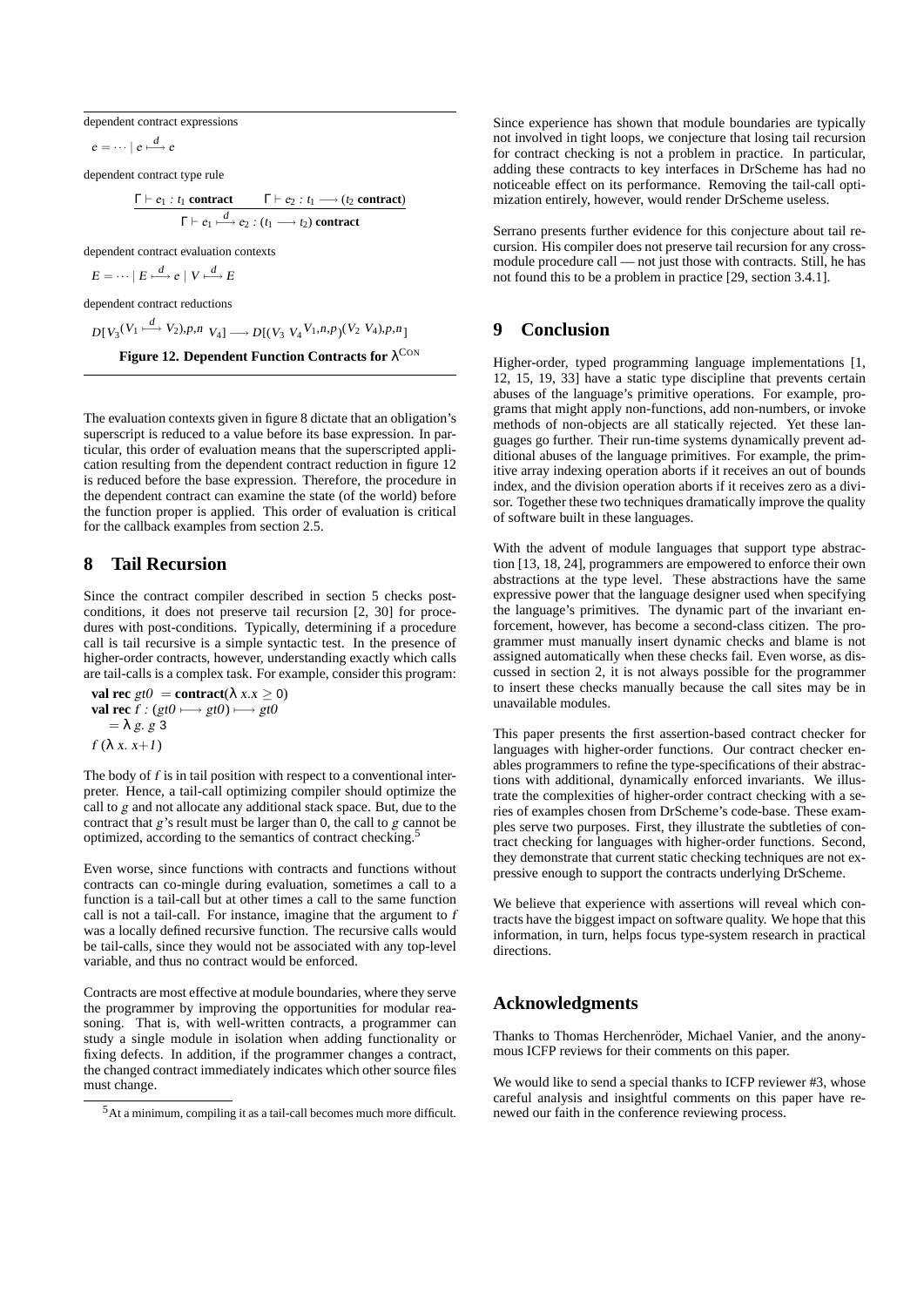dependent contract expressions

$$e = \cdots \mid e \overset{d}{\longmapsto} e$$

dependent contract type rule

$$\frac{\Gamma \vdash e_1 : t_1 \ \mathbf{contract} \qquad \Gamma \vdash e_2 : t_1 \longrightarrow (t_2\ \mathbf{contract})}{\Gamma \vdash e_1 \overset{d}{\longmapsto} e_2 : (t_1 \longrightarrow t_2)\ \mathbf{contract}}$$

dependent contract evaluation contexts

$$E = \cdots \mid E \overset{d}{\longmapsto} e \mid V \overset{d}{\longmapsto} E$$

dependent contract reductions

$$D[V_3{}^{(V_1 \overset{d}{\longmapsto} V_2),p,n}\ V_4] \longrightarrow D[(V_3\ V_4{}^{V_1,n,p})^{(V_2\ V_4),p,n}]$$

**Figure 12. Dependent Function Contracts for $\lambda^{\text{CON}}$**

The evaluation contexts given in figure 8 dictate that an obligation's superscript is reduced to a value before its base expression. In particular, this order of evaluation means that the superscripted application resulting from the dependent contract reduction in figure 12 is reduced before the base expression. Therefore, the procedure in the dependent contract can examine the state (of the world) before the function proper is applied. This order of evaluation is critical for the callback examples from section 2.5.

# 8 Tail Recursion

Since the contract compiler described in section 5 checks postconditions, it does not preserve tail recursion [2, 30] for procedures with post-conditions. Typically, determining if a procedure call is tail recursive is a simple syntactic test. In the presence of higher-order contracts, however, understanding exactly which calls are tail-calls is a complex task. For example, consider this program:

**val rec** *gt0* = **contract**($\lambda$ *x*.$x \geq 0$)
**val rec** *f* : (*gt0* $\longmapsto$ *gt0*) $\longmapsto$ *gt0*
  = $\lambda$ *g*. *g* 3
*f* ($\lambda$ *x*. *x*+*1*)

The body of *f* is in tail position with respect to a conventional interpreter. Hence, a tail-call optimizing compiler should optimize the call to *g* and not allocate any additional stack space. But, due to the contract that *g*'s result must be larger than 0, the call to *g* cannot be optimized, according to the semantics of contract checking.[5]

Even worse, since functions with contracts and functions without contracts can co-mingle during evaluation, sometimes a call to a function is a tail-call but at other times a call to the same function call is not a tail-call. For instance, imagine that the argument to *f* was a locally defined recursive function. The recursive calls would be tail-calls, since they would not be associated with any top-level variable, and thus no contract would be enforced.

Contracts are most effective at module boundaries, where they serve the programmer by improving the opportunities for modular reasoning. That is, with well-written contracts, a programmer can study a single module in isolation when adding functionality or fixing defects. In addition, if the programmer changes a contract, the changed contract immediately indicates which other source files must change.

[5] At a minimum, compiling it as a tail-call becomes much more difficult.

Since experience has shown that module boundaries are typically not involved in tight loops, we conjecture that losing tail recursion for contract checking is not a problem in practice. In particular, adding these contracts to key interfaces in DrScheme has had no noticeable effect on its performance. Removing the tail-call optimization entirely, however, would render DrScheme useless.

Serrano presents further evidence for this conjecture about tail recursion. His compiler does not preserve tail recursion for any cross-module procedure call — not just those with contracts. Still, he has not found this to be a problem in practice [29, section 3.4.1].

# 9 Conclusion

Higher-order, typed programming language implementations [1, 12, 15, 19, 33] have a static type discipline that prevents certain abuses of the language's primitive operations. For example, programs that might apply non-functions, add non-numbers, or invoke methods of non-objects are all statically rejected. Yet these languages go further. Their run-time systems dynamically prevent additional abuses of the language primitives. For example, the primitive array indexing operation aborts if it receives an out of bounds index, and the division operation aborts if it receives zero as a divisor. Together these two techniques dramatically improve the quality of software built in these languages.

With the advent of module languages that support type abstraction [13, 18, 24], programmers are empowered to enforce their own abstractions at the type level. These abstractions have the same expressive power that the language designer used when specifying the language's primitives. The dynamic part of the invariant enforcement, however, has become a second-class citizen. The programmer must manually insert dynamic checks and blame is not assigned automatically when these checks fail. Even worse, as discussed in section 2, it is not always possible for the programmer to insert these checks manually because the call sites may be in unavailable modules.

This paper presents the first assertion-based contract checker for languages with higher-order functions. Our contract checker enables programmers to refine the type-specifications of their abstractions with additional, dynamically enforced invariants. We illustrate the complexities of higher-order contract checking with a series of examples chosen from DrScheme's code-base. These examples serve two purposes. First, they illustrate the subtleties of contract checking for languages with higher-order functions. Second, they demonstrate that current static checking techniques are not expressive enough to support the contracts underlying DrScheme.

We believe that experience with assertions will reveal which contracts have the biggest impact on software quality. We hope that this information, in turn, helps focus type-system research in practical directions.

# Acknowledgments

Thanks to Thomas Herchenröder, Michael Vanier, and the anonymous ICFP reviews for their comments on this paper.

We would like to send a special thanks to ICFP reviewer #3, whose careful analysis and insightful comments on this paper have renewed our faith in the conference reviewing process.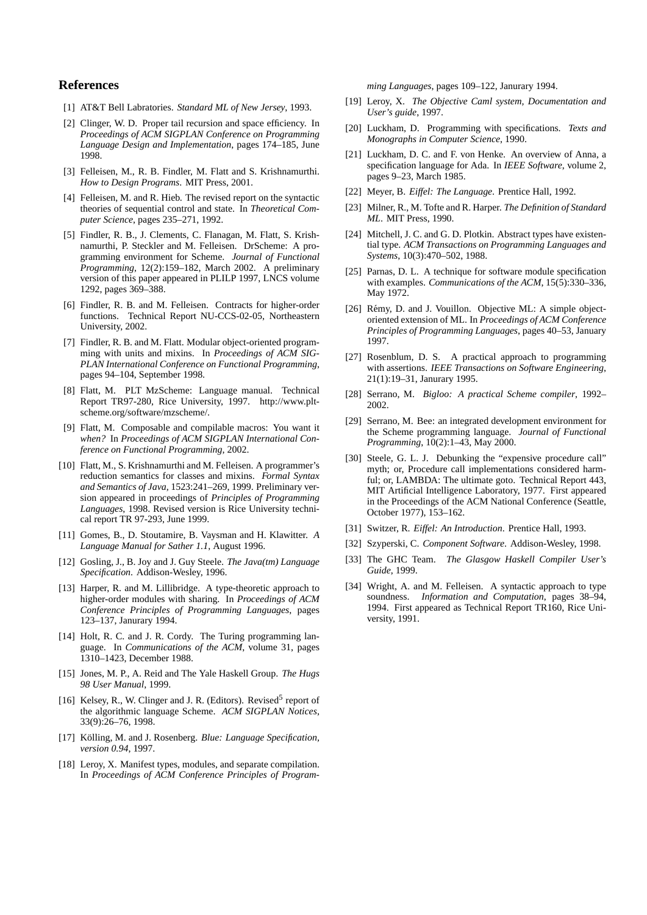## References

[1] AT&T Bell Labratories. *Standard ML of New Jersey*, 1993.

[2] Clinger, W. D. Proper tail recursion and space efficiency. In *Proceedings of ACM SIGPLAN Conference on Programming Language Design and Implementation*, pages 174–185, June 1998.

[3] Felleisen, M., R. B. Findler, M. Flatt and S. Krishnamurthi. *How to Design Programs*. MIT Press, 2001.

[4] Felleisen, M. and R. Hieb. The revised report on the syntactic theories of sequential control and state. In *Theoretical Computer Science*, pages 235–271, 1992.

[5] Findler, R. B., J. Clements, C. Flanagan, M. Flatt, S. Krishnamurthi, P. Steckler and M. Felleisen. DrScheme: A programming environment for Scheme. *Journal of Functional Programming*, 12(2):159–182, March 2002. A preliminary version of this paper appeared in PLILP 1997, LNCS volume 1292, pages 369–388.

[6] Findler, R. B. and M. Felleisen. Contracts for higher-order functions. Technical Report NU-CCS-02-05, Northeastern University, 2002.

[7] Findler, R. B. and M. Flatt. Modular object-oriented programming with units and mixins. In *Proceedings of ACM SIGPLAN International Conference on Functional Programming*, pages 94–104, September 1998.

[8] Flatt, M. PLT MzScheme: Language manual. Technical Report TR97-280, Rice University, 1997. http://www.plt-scheme.org/software/mzscheme/.

[9] Flatt, M. Composable and compilable macros: You want it *when?* In *Proceedings of ACM SIGPLAN International Conference on Functional Programming*, 2002.

[10] Flatt, M., S. Krishnamurthi and M. Felleisen. A programmer's reduction semantics for classes and mixins. *Formal Syntax and Semantics of Java*, 1523:241–269, 1999. Preliminary version appeared in proceedings of *Principles of Programming Languages*, 1998. Revised version is Rice University technical report TR 97-293, June 1999.

[11] Gomes, B., D. Stoutamire, B. Vaysman and H. Klawitter. *A Language Manual for Sather 1.1*, August 1996.

[12] Gosling, J., B. Joy and J. Guy Steele. *The Java(tm) Language Specification*. Addison-Wesley, 1996.

[13] Harper, R. and M. Lillibridge. A type-theoretic approach to higher-order modules with sharing. In *Proceedings of ACM Conference Principles of Programming Languages*, pages 123–137, Janurary 1994.

[14] Holt, R. C. and J. R. Cordy. The Turing programming language. In *Communications of the ACM*, volume 31, pages 1310–1423, December 1988.

[15] Jones, M. P., A. Reid and The Yale Haskell Group. *The Hugs 98 User Manual*, 1999.

[16] Kelsey, R., W. Clinger and J. R. (Editors). Revised$^5$ report of the algorithmic language Scheme. *ACM SIGPLAN Notices*, 33(9):26–76, 1998.

[17] Kölling, M. and J. Rosenberg. *Blue: Language Specification, version 0.94*, 1997.

[18] Leroy, X. Manifest types, modules, and separate compilation. In *Proceedings of ACM Conference Principles of Programming Languages*, pages 109–122, Janurary 1994.

[19] Leroy, X. *The Objective Caml system, Documentation and User's guide*, 1997.

[20] Luckham, D. Programming with specifications. *Texts and Monographs in Computer Science*, 1990.

[21] Luckham, D. C. and F. von Henke. An overview of Anna, a specification language for Ada. In *IEEE Software*, volume 2, pages 9–23, March 1985.

[22] Meyer, B. *Eiffel: The Language*. Prentice Hall, 1992.

[23] Milner, R., M. Tofte and R. Harper. *The Definition of Standard ML*. MIT Press, 1990.

[24] Mitchell, J. C. and G. D. Plotkin. Abstract types have existential type. *ACM Transactions on Programming Languages and Systems*, 10(3):470–502, 1988.

[25] Parnas, D. L. A technique for software module specification with examples. *Communications of the ACM*, 15(5):330–336, May 1972.

[26] Rémy, D. and J. Vouillon. Objective ML: A simple object-oriented extension of ML. In *Proceedings of ACM Conference Principles of Programming Languages*, pages 40–53, January 1997.

[27] Rosenblum, D. S. A practical approach to programming with assertions. *IEEE Transactions on Software Engineering*, 21(1):19–31, Janurary 1995.

[28] Serrano, M. *Bigloo: A practical Scheme compiler*, 1992–2002.

[29] Serrano, M. Bee: an integrated development environment for the Scheme programming language. *Journal of Functional Programming*, 10(2):1–43, May 2000.

[30] Steele, G. L. J. Debunking the "expensive procedure call" myth; or, Procedure call implementations considered harmful; or, LAMBDA: The ultimate goto. Technical Report 443, MIT Artificial Intelligence Laboratory, 1977. First appeared in the Proceedings of the ACM National Conference (Seattle, October 1977), 153–162.

[31] Switzer, R. *Eiffel: An Introduction*. Prentice Hall, 1993.

[32] Szyperski, C. *Component Software*. Addison-Wesley, 1998.

[33] The GHC Team. *The Glasgow Haskell Compiler User's Guide*, 1999.

[34] Wright, A. and M. Felleisen. A syntactic approach to type soundness. *Information and Computation*, pages 38–94, 1994. First appeared as Technical Report TR160, Rice University, 1991.